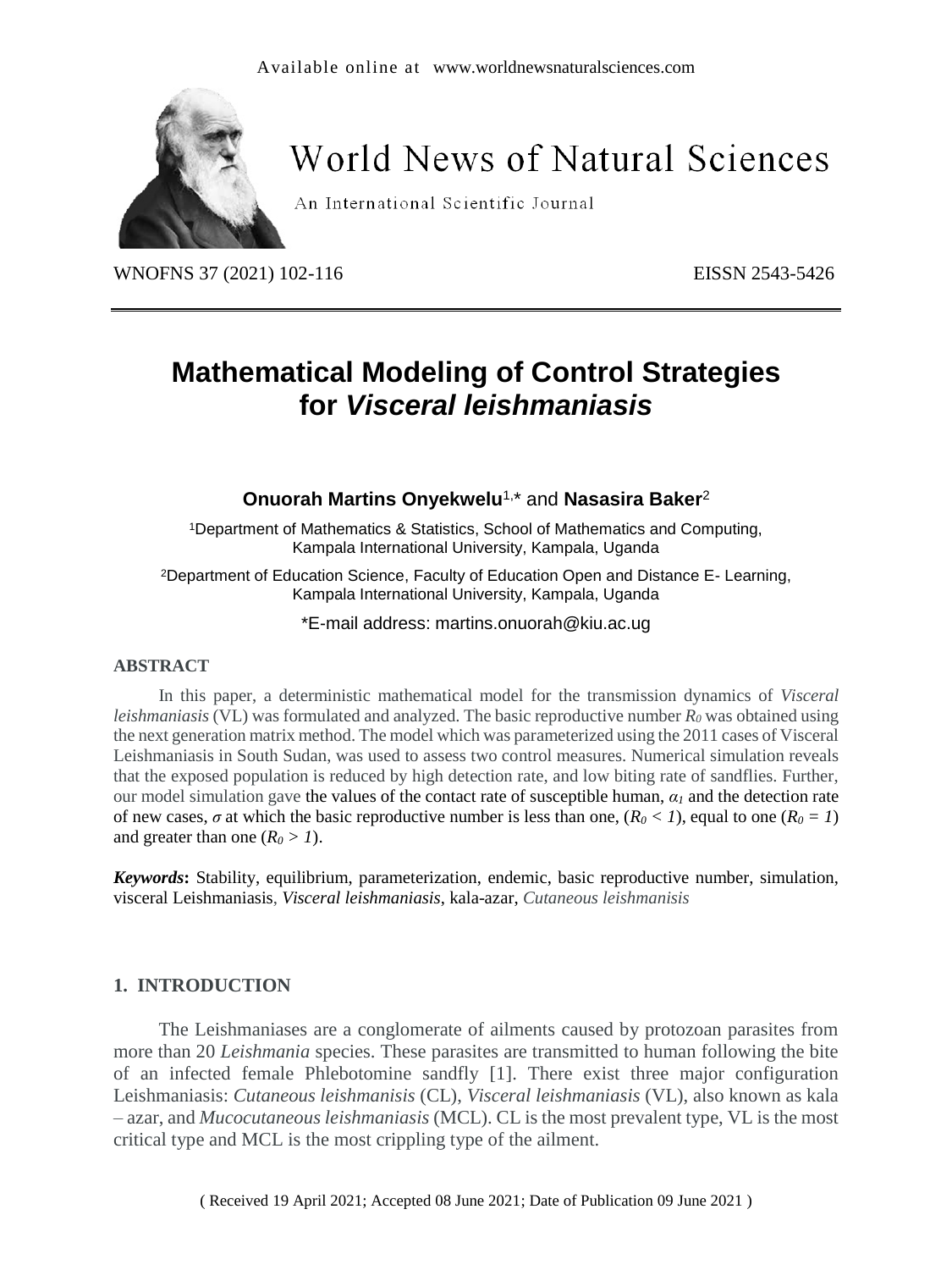Available online at www.worldnewsnaturalsciences.com

# World News of Natural Sciences

An International Scientific Journal

WNOFNS 37 (2021) 102-116 EISSN 2543-5426

# Mathematical Modeling of Control Strategies for *Visceral leishmaniasis*

**Onuorah Martins Onyekwelu**[1,*] and **Nasasira Baker**[2]

[1]Department of Mathematics & Statistics, School of Mathematics and Computing, Kampala International University, Kampala, Uganda

[2]Department of Education Science, Faculty of Education Open and Distance E- Learning, Kampala International University, Kampala, Uganda

*E-mail address: martins.onuorah@kiu.ac.ug

### ABSTRACT

In this paper, a deterministic mathematical model for the transmission dynamics of *Visceral leishmaniasis* (VL) was formulated and analyzed. The basic reproductive number $R_0$ was obtained using the next generation matrix method. The model which was parameterized using the 2011 cases of Visceral Leishmaniasis in South Sudan, was used to assess two control measures. Numerical simulation reveals that the exposed population is reduced by high detection rate, and low biting rate of sandflies. Further, our model simulation gave the values of the contact rate of susceptible human, $\alpha_1$ and the detection rate of new cases, $\sigma$ at which the basic reproductive number is less than one, ($R_0 < 1$), equal to one ($R_0 = 1$) and greater than one ($R_0 > 1$).

***Keywords*:** Stability, equilibrium, parameterization, endemic, basic reproductive number, simulation, visceral Leishmaniasis, *Visceral leishmaniasis*, kala-azar, *Cutaneous leishmanisis*

### 1. INTRODUCTION

The Leishmaniases are a conglomerate of ailments caused by protozoan parasites from more than 20 *Leishmania* species. These parasites are transmitted to human following the bite of an infected female Phlebotomine sandfly [1]. There exist three major configuration Leishmaniasis: *Cutaneous leishmanisis* (CL), *Visceral leishmaniasis* (VL), also known as kala – azar, and *Mucocutaneous leishmaniasis* (MCL). CL is the most prevalent type, VL is the most critical type and MCL is the most crippling type of the ailment.

( Received 19 April 2021; Accepted 08 June 2021; Date of Publication 09 June 2021 )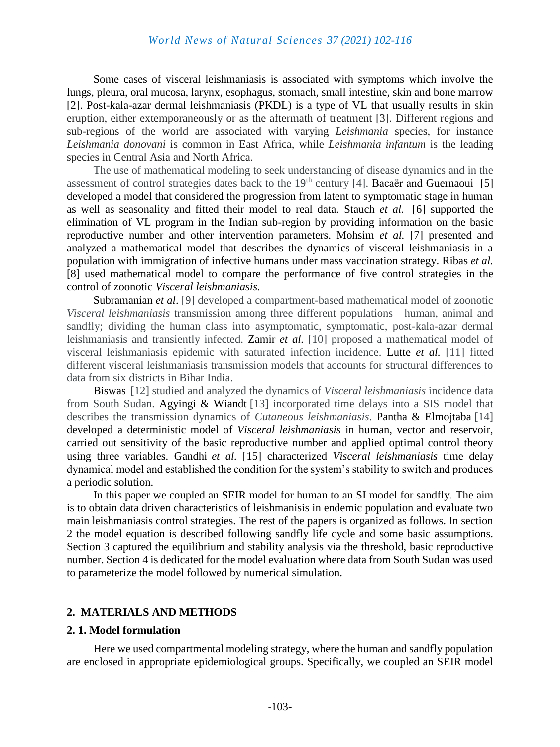Some cases of visceral leishmaniasis is associated with symptoms which involve the lungs, pleura, oral mucosa, larynx, esophagus, stomach, small intestine, skin and bone marrow [2]. Post-kala-azar dermal leishmaniasis (PKDL) is a type of VL that usually results in skin eruption, either extemporaneously or as the aftermath of treatment [3]. Different regions and sub-regions of the world are associated with varying *Leishmania* species, for instance *Leishmania donovani* is common in East Africa, while *Leishmania infantum* is the leading species in Central Asia and North Africa.

The use of mathematical modeling to seek understanding of disease dynamics and in the assessment of control strategies dates back to the 19th century [4]. Bacaër and Guernaoui [5] developed a model that considered the progression from latent to symptomatic stage in human as well as seasonality and fitted their model to real data. Stauch *et al.* [6] supported the elimination of VL program in the Indian sub-region by providing information on the basic reproductive number and other intervention parameters. Mohsim *et al.* [7] presented and analyzed a mathematical model that describes the dynamics of visceral leishmaniasis in a population with immigration of infective humans under mass vaccination strategy. Ribas *et al.* [8] used mathematical model to compare the performance of five control strategies in the control of zoonotic *Visceral leishmaniasis.*

Subramanian *et al*. [9] developed a compartment-based mathematical model of zoonotic *Visceral leishmaniasis* transmission among three different populations—human, animal and sandfly; dividing the human class into asymptomatic, symptomatic, post-kala-azar dermal leishmaniasis and transiently infected. Zamir *et al.* [10] proposed a mathematical model of visceral leishmaniasis epidemic with saturated infection incidence. Lutte *et al.* [11] fitted different visceral leishmaniasis transmission models that accounts for structural differences to data from six districts in Bihar India.

Biswas [12] studied and analyzed the dynamics of *Visceral leishmaniasis* incidence data from South Sudan. Agyingi & Wiandt [13] incorporated time delays into a SIS model that describes the transmission dynamics of *Cutaneous leishmaniasis*. Pantha & Elmojtaba [14] developed a deterministic model of *Visceral leishmaniasis* in human, vector and reservoir, carried out sensitivity of the basic reproductive number and applied optimal control theory using three variables. Gandhi *et al*. [15] characterized *Visceral leishmaniasis* time delay dynamical model and established the condition for the system's stability to switch and produces a periodic solution.

In this paper we coupled an SEIR model for human to an SI model for sandfly. The aim is to obtain data driven characteristics of leishmanisis in endemic population and evaluate two main leishmaniasis control strategies. The rest of the papers is organized as follows. In section 2 the model equation is described following sandfly life cycle and some basic assumptions. Section 3 captured the equilibrium and stability analysis via the threshold, basic reproductive number. Section 4 is dedicated for the model evaluation where data from South Sudan was used to parameterize the model followed by numerical simulation.

## 2. MATERIALS AND METHODS

### 2. 1. Model formulation

Here we used compartmental modeling strategy, where the human and sandfly population are enclosed in appropriate epidemiological groups. Specifically, we coupled an SEIR model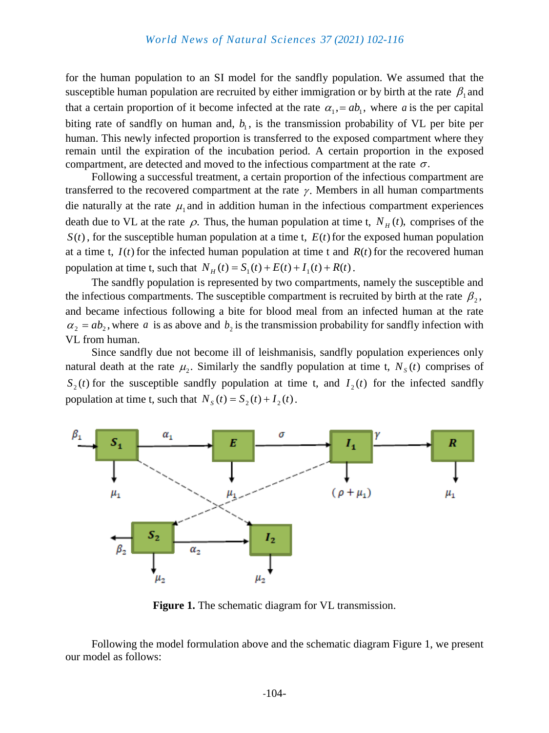for the human population to an SI model for the sandfly population. We assumed that the susceptible human population are recruited by either immigration or by birth at the rate $\beta_1$ and that a certain proportion of it become infected at the rate $\alpha_1, = ab_1$, where $a$ is the per capital biting rate of sandfly on human and, $b_1$, is the transmission probability of VL per bite per human. This newly infected proportion is transferred to the exposed compartment where they remain until the expiration of the incubation period. A certain proportion in the exposed compartment, are detected and moved to the infectious compartment at the rate $\sigma$.

Following a successful treatment, a certain proportion of the infectious compartment are transferred to the recovered compartment at the rate $\gamma$. Members in all human compartments die naturally at the rate $\mu_1$ and in addition human in the infectious compartment experiences death due to VL at the rate $\rho$. Thus, the human population at time t, $N_H(t)$, comprises of the $S(t)$, for the susceptible human population at a time t, $E(t)$ for the exposed human population at a time t, $I(t)$ for the infected human population at time t and $R(t)$ for the recovered human population at time t, such that $N_H(t) = S_1(t) + E(t) + I_1(t) + R(t)$.

The sandfly population is represented by two compartments, namely the susceptible and the infectious compartments. The susceptible compartment is recruited by birth at the rate $\beta_2$, and became infectious following a bite for blood meal from an infected human at the rate $\alpha_2 = ab_2$, where $a$ is as above and $b_2$ is the transmission probability for sandfly infection with VL from human.

Since sandfly due not become ill of leishmanisis, sandfly population experiences only natural death at the rate $\mu_2$. Similarly the sandfly population at time t, $N_S(t)$ comprises of $S_2(t)$ for the susceptible sandfly population at time t, and $I_2(t)$ for the infected sandfly population at time t, such that $N_S(t) = S_2(t) + I_2(t)$.

**Figure 1.** The schematic diagram for VL transmission.

Following the model formulation above and the schematic diagram Figure 1, we present our model as follows: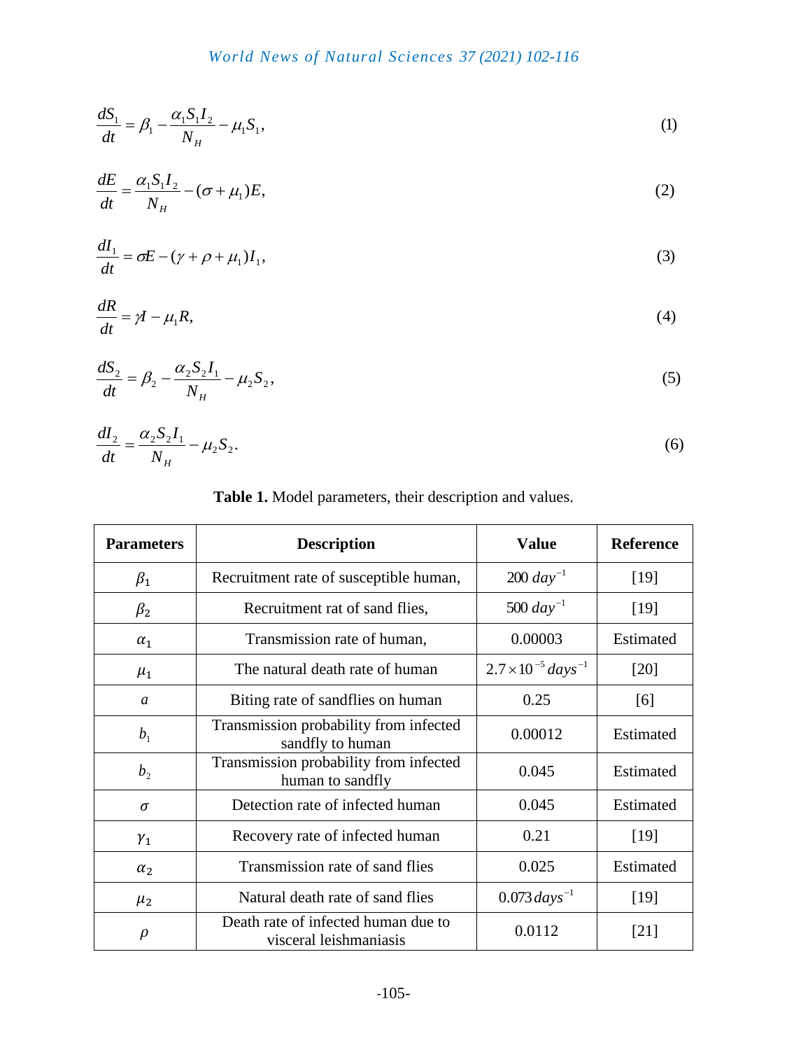$$\frac{dS_1}{dt} = \beta_1 - \frac{\alpha_1 S_1 I_2}{N_H} - \mu_1 S_1, \tag{1}$$

$$\frac{dE}{dt} = \frac{\alpha_1 S_1 I_2}{N_H} - (\sigma + \mu_1)E, \tag{2}$$

$$\frac{dI_1}{dt} = \sigma E - (\gamma + \rho + \mu_1)I_1, \tag{3}$$

$$\frac{dR}{dt} = \gamma I - \mu_1 R, \tag{4}$$

$$\frac{dS_2}{dt} = \beta_2 - \frac{\alpha_2 S_2 I_1}{N_H} - \mu_2 S_2, \tag{5}$$

$$\frac{dI_2}{dt} = \frac{\alpha_2 S_2 I_1}{N_H} - \mu_2 S_2. \tag{6}$$

**Table 1.** Model parameters, their description and values.

| Parameters | Description | Value | Reference |
|---|---|---|---|
| $\beta_1$ | Recruitment rate of susceptible human, | $200\ day^{-1}$ | [19] |
| $\beta_2$ | Recruitment rat of sand flies, | $500\ day^{-1}$ | [19] |
| $\alpha_1$ | Transmission rate of human, | 0.00003 | Estimated |
| $\mu_1$ | The natural death rate of human | $2.7 \times 10^{-5}\ days^{-1}$ | [20] |
| $a$ | Biting rate of sandflies on human | 0.25 | [6] |
| $b_1$ | Transmission probability from infected sandfly to human | 0.00012 | Estimated |
| $b_2$ | Transmission probability from infected human to sandfly | 0.045 | Estimated |
| $\sigma$ | Detection rate of infected human | 0.045 | Estimated |
| $\gamma_1$ | Recovery rate of infected human | 0.21 | [19] |
| $\alpha_2$ | Transmission rate of sand flies | 0.025 | Estimated |
| $\mu_2$ | Natural death rate of sand flies | $0.073\ days^{-1}$ | [19] |
| $\rho$ | Death rate of infected human due to visceral leishmaniasis | 0.0112 | [21] |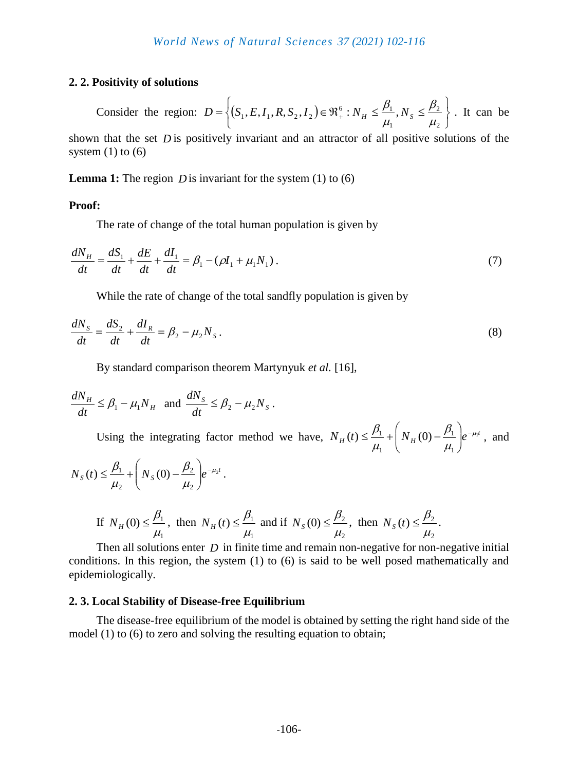### 2. 2. Positivity of solutions

Consider the region: $D = \left\{ (S_1, E, I_1, R, S_2, I_2) \in \Re_+^6 : N_H \leq \frac{\beta_1}{\mu_1}, N_S \leq \frac{\beta_2}{\mu_2} \right\}$. It can be shown that the set $D$ is positively invariant and an attractor of all positive solutions of the system (1) to (6)

**Lemma 1:** The region $D$ is invariant for the system (1) to (6)

**Proof:**

The rate of change of the total human population is given by

$$\frac{dN_H}{dt} = \frac{dS_1}{dt} + \frac{dE}{dt} + \frac{dI_1}{dt} = \beta_1 - (\rho I_1 + \mu_1 N_1). \tag{7}$$

While the rate of change of the total sandfly population is given by

$$\frac{dN_S}{dt} = \frac{dS_2}{dt} + \frac{dI_R}{dt} = \beta_2 - \mu_2 N_S. \tag{8}$$

By standard comparison theorem Martynyuk *et al.* [16],

$$\frac{dN_H}{dt} \leq \beta_1 - \mu_1 N_H \text{ and } \frac{dN_S}{dt} \leq \beta_2 - \mu_2 N_S.$$

Using the integrating factor method we have, $N_H(t) \leq \frac{\beta_1}{\mu_1} + \left( N_H(0) - \frac{\beta_1}{\mu_1} \right) e^{-\mu_1 t}$, and $N_S(t) \leq \frac{\beta_1}{\mu_2} + \left( N_S(0) - \frac{\beta_2}{\mu_2} \right) e^{-\mu_2 t}$.

If $N_H(0) \leq \frac{\beta_1}{\mu_1}$, then $N_H(t) \leq \frac{\beta_1}{\mu_1}$ and if $N_S(0) \leq \frac{\beta_2}{\mu_2}$, then $N_S(t) \leq \frac{\beta_2}{\mu_2}$.

Then all solutions enter $D$ in finite time and remain non-negative for non-negative initial conditions. In this region, the system (1) to (6) is said to be well posed mathematically and epidemiologically.

### 2. 3. Local Stability of Disease-free Equilibrium

The disease-free equilibrium of the model is obtained by setting the right hand side of the model (1) to (6) to zero and solving the resulting equation to obtain;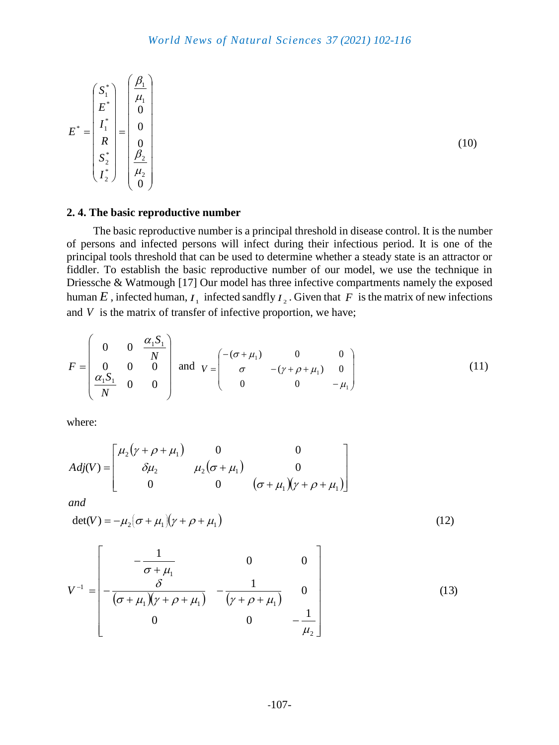$$E^* = \begin{pmatrix} S_1^* \\ E^* \\ I_1^* \\ R \\ S_2^* \\ I_2^* \end{pmatrix} = \begin{pmatrix} \frac{\beta_1}{\mu_1} \\ 0 \\ 0 \\ 0 \\ \frac{\beta_2}{\mu_2} \\ 0 \end{pmatrix} \tag{10}$$

### 2. 4. The basic reproductive number

The basic reproductive number is a principal threshold in disease control. It is the number of persons and infected persons will infect during their infectious period. It is one of the principal tools threshold that can be used to determine whether a steady state is an attractor or fiddler. To establish the basic reproductive number of our model, we use the technique in Driessche & Watmough [17] Our model has three infective compartments namely the exposed human $E$, infected human, $I_1$ infected sandfly $I_2$. Given that $F$ is the matrix of new infections and $V$ is the matrix of transfer of infective proportion, we have;

$$F = \begin{pmatrix} 0 & 0 & \frac{\alpha_1 S_1}{N} \\ 0 & 0 & 0 \\ \frac{\alpha_1 S_1}{N} & 0 & 0 \end{pmatrix} \text{ and } V = \begin{pmatrix} -(\sigma+\mu_1) & 0 & 0 \\ \sigma & -(\gamma+\rho+\mu_1) & 0 \\ 0 & 0 & -\mu_1 \end{pmatrix} \tag{11}$$

where:

$$Adj(V) = \begin{bmatrix} \mu_2(\gamma+\rho+\mu_1) & 0 & 0 \\ \delta\mu_2 & \mu_2(\sigma+\mu_1) & 0 \\ 0 & 0 & (\sigma+\mu_1)(\gamma+\rho+\mu_1) \end{bmatrix}$$

*and*

$$\det(V) = -\mu_2(\sigma+\mu_1)(\gamma+\rho+\mu_1) \tag{12}$$

$$V^{-1} = \begin{bmatrix} -\frac{1}{\sigma+\mu_1} & 0 & 0 \\ -\frac{\delta}{(\sigma+\mu_1)(\gamma+\rho+\mu_1)} & -\frac{1}{(\gamma+\rho+\mu_1)} & 0 \\ 0 & 0 & -\frac{1}{\mu_2} \end{bmatrix} \tag{13}$$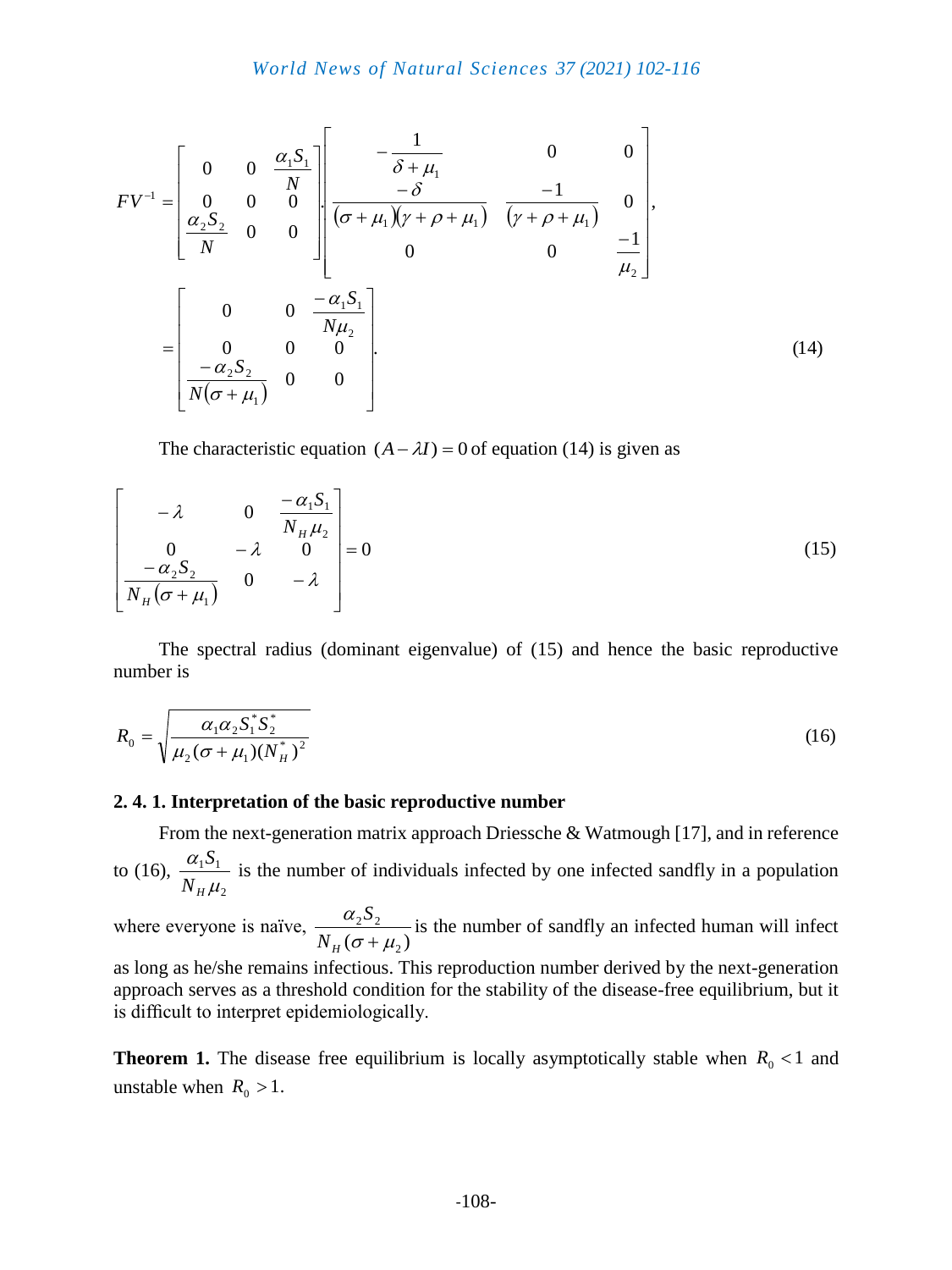$$
FV^{-1} = \begin{bmatrix} 0 & 0 & \frac{\alpha_1 S_1}{N} \\ 0 & 0 & 0 \\ \frac{\alpha_2 S_2}{N} & 0 & 0 \end{bmatrix} \cdot \begin{bmatrix} -\frac{1}{\delta + \mu_1} & 0 & 0 \\ \frac{-\delta}{(\sigma + \mu_1)(\gamma + \rho + \mu_1)} & \frac{-1}{(\gamma + \rho + \mu_1)} & 0 \\ 0 & 0 & \frac{-1}{\mu_2} \end{bmatrix},
$$

$$
= \begin{bmatrix} 0 & 0 & \frac{-\alpha_1 S_1}{N\mu_2} \\ 0 & 0 & 0 \\ \frac{-\alpha_2 S_2}{N(\sigma + \mu_1)} & 0 & 0 \end{bmatrix}. \tag{14}
$$

The characteristic equation $(A - \lambda I) = 0$ of equation (14) is given as

$$
\begin{bmatrix} -\lambda & 0 & \frac{-\alpha_1 S_1}{N_H \mu_2} \\ 0 & -\lambda & 0 \\ \frac{-\alpha_2 S_2}{N_H(\sigma + \mu_1)} & 0 & -\lambda \end{bmatrix} = 0 \tag{15}
$$

The spectral radius (dominant eigenvalue) of (15) and hence the basic reproductive number is

$$
R_0 = \sqrt{\frac{\alpha_1 \alpha_2 S_1^* S_2^*}{\mu_2(\sigma + \mu_1)(N_H^*)^2}} \tag{16}
$$

### 2. 4. 1. Interpretation of the basic reproductive number

From the next-generation matrix approach Driessche & Watmough [17], and in reference to (16), $\frac{\alpha_1 S_1}{N_H \mu_2}$ is the number of individuals infected by one infected sandfly in a population where everyone is naïve, $\frac{\alpha_2 S_2}{N_H(\sigma + \mu_2)}$ is the number of sandfly an infected human will infect as long as he/she remains infectious. This reproduction number derived by the next-generation approach serves as a threshold condition for the stability of the disease-free equilibrium, but it is difficult to interpret epidemiologically.

**Theorem 1.** The disease free equilibrium is locally asymptotically stable when $R_0 < 1$ and unstable when $R_0 > 1$.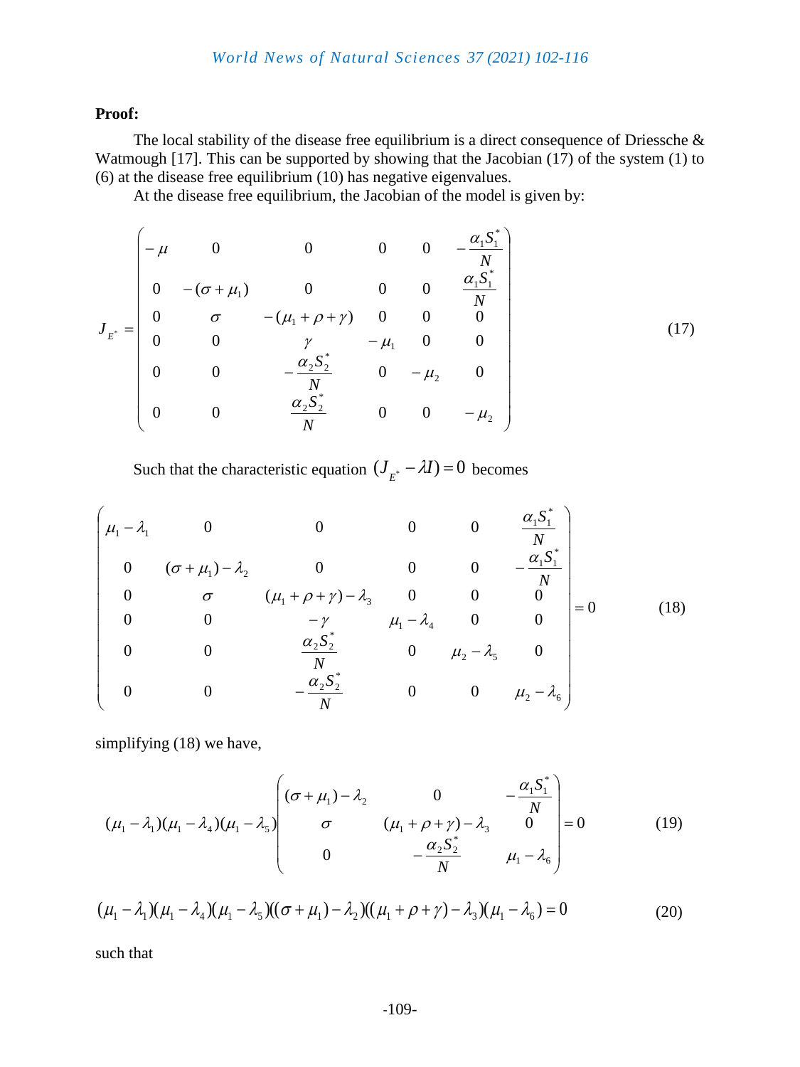**Proof:**

The local stability of the disease free equilibrium is a direct consequence of Driessche & Watmough [17]. This can be supported by showing that the Jacobian (17) of the system (1) to (6) at the disease free equilibrium (10) has negative eigenvalues.

At the disease free equilibrium, the Jacobian of the model is given by:

$$J_{E^*} = \begin{pmatrix} -\mu & 0 & 0 & 0 & 0 & -\frac{\alpha_1 S_1^*}{N} \\ 0 & -(\sigma+\mu_1) & 0 & 0 & 0 & \frac{\alpha_1 S_1^*}{N} \\ 0 & \sigma & -(\mu_1+\rho+\gamma) & 0 & 0 & 0 \\ 0 & 0 & \gamma & -\mu_1 & 0 & 0 \\ 0 & 0 & -\frac{\alpha_2 S_2^*}{N} & 0 & -\mu_2 & 0 \\ 0 & 0 & \frac{\alpha_2 S_2^*}{N} & 0 & 0 & -\mu_2 \end{pmatrix} \tag{17}$$

Such that the characteristic equation $(J_{E^*} - \lambda I) = 0$ becomes

$$\begin{vmatrix} \mu_1 - \lambda_1 & 0 & 0 & 0 & 0 & \frac{\alpha_1 S_1^*}{N} \\ 0 & (\sigma+\mu_1)-\lambda_2 & 0 & 0 & 0 & -\frac{\alpha_1 S_1^*}{N} \\ 0 & \sigma & (\mu_1+\rho+\gamma)-\lambda_3 & 0 & 0 & 0 \\ 0 & 0 & -\gamma & \mu_1-\lambda_4 & 0 & 0 \\ 0 & 0 & \frac{\alpha_2 S_2^*}{N} & 0 & \mu_2-\lambda_5 & 0 \\ 0 & 0 & -\frac{\alpha_2 S_2^*}{N} & 0 & 0 & \mu_2-\lambda_6 \end{vmatrix} = 0 \tag{18}$$

simplifying (18) we have,

$$(\mu_1-\lambda_1)(\mu_1-\lambda_4)(\mu_1-\lambda_5)\begin{vmatrix} (\sigma+\mu_1)-\lambda_2 & 0 & -\frac{\alpha_1 S_1^*}{N} \\ \sigma & (\mu_1+\rho+\gamma)-\lambda_3 & 0 \\ 0 & -\frac{\alpha_2 S_2^*}{N} & \mu_1-\lambda_6 \end{vmatrix} = 0 \tag{19}$$

$$(\mu_1-\lambda_1)(\mu_1-\lambda_4)(\mu_1-\lambda_5)((\sigma+\mu_1)-\lambda_2)((\mu_1+\rho+\gamma)-\lambda_3)(\mu_1-\lambda_6) = 0 \tag{20}$$

such that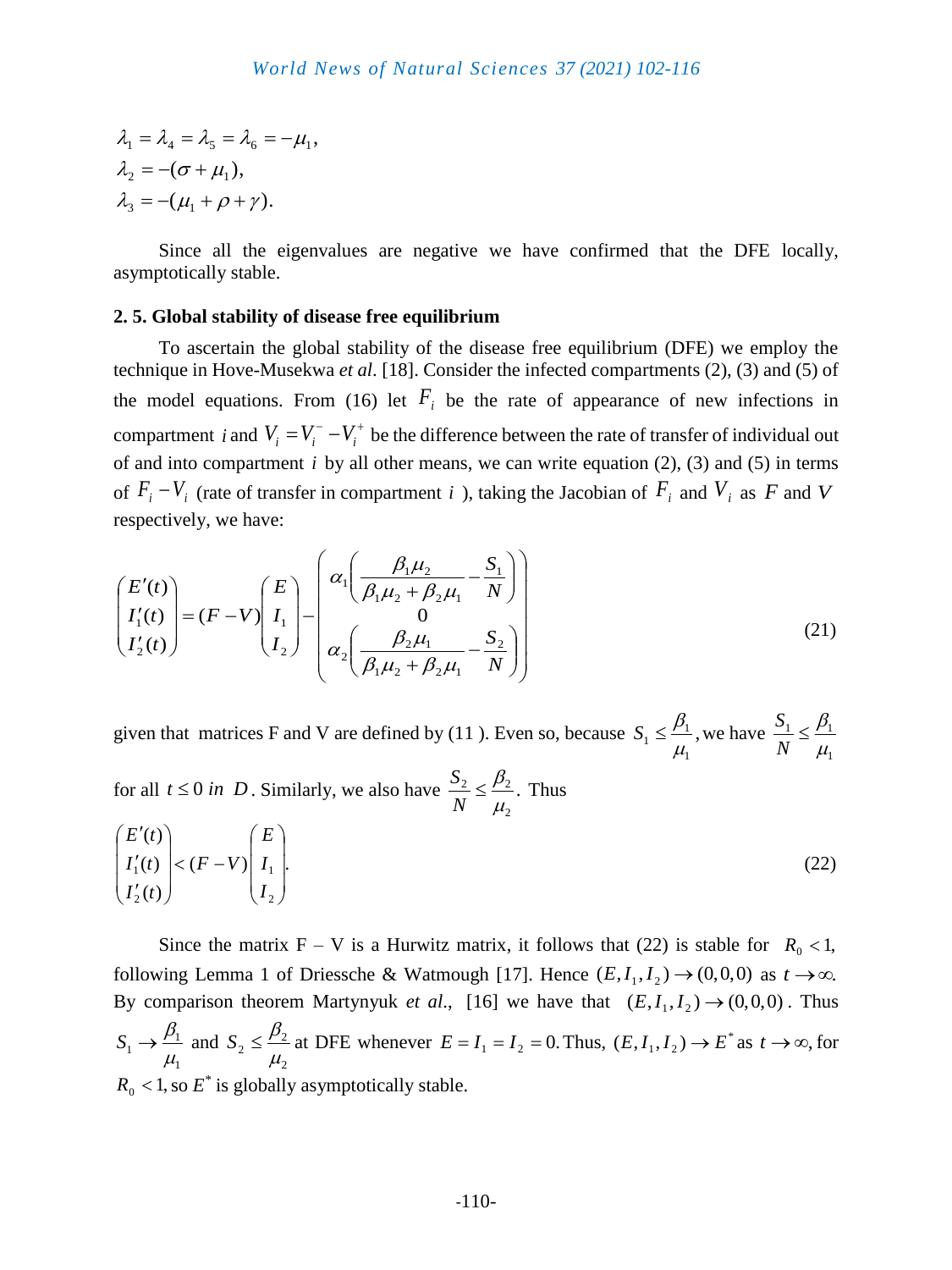$$
\begin{aligned}
&\lambda_1 = \lambda_4 = \lambda_5 = \lambda_6 = -\mu_1, \\
&\lambda_2 = -(\sigma + \mu_1), \\
&\lambda_3 = -(\mu_1 + \rho + \gamma).
\end{aligned}
$$

Since all the eigenvalues are negative we have confirmed that the DFE locally, asymptotically stable.

### 2. 5. Global stability of disease free equilibrium

To ascertain the global stability of the disease free equilibrium (DFE) we employ the technique in Hove-Musekwa *et al*. [18]. Consider the infected compartments (2), (3) and (5) of the model equations. From (16) let $F_i$ be the rate of appearance of new infections in compartment $i$ and $V_i = V_i^- - V_i^+$ be the difference between the rate of transfer of individual out of and into compartment $i$ by all other means, we can write equation (2), (3) and (5) in terms of $F_i - V_i$ (rate of transfer in compartment $i$ ), taking the Jacobian of $F_i$ and $V_i$ as $F$ and $V$ respectively, we have:

$$
\begin{pmatrix} E'(t) \\ I_1'(t) \\ I_2'(t) \end{pmatrix} = (F - V)\begin{pmatrix} E \\ I_1 \\ I_2 \end{pmatrix} - \begin{pmatrix} \alpha_1\left(\dfrac{\beta_1\mu_2}{\beta_1\mu_2 + \beta_2\mu_1} - \dfrac{S_1}{N}\right) \\ 0 \\ \alpha_2\left(\dfrac{\beta_2\mu_1}{\beta_1\mu_2 + \beta_2\mu_1} - \dfrac{S_2}{N}\right) \end{pmatrix} \tag{21}
$$

given that matrices F and V are defined by (11 ). Even so, because $S_1 \le \dfrac{\beta_1}{\mu_1}$, we have $\dfrac{S_1}{N} \le \dfrac{\beta_1}{\mu_1}$ for all $t \le 0$ *in* $D$. Similarly, we also have $\dfrac{S_2}{N} \le \dfrac{\beta_2}{\mu_2}$. Thus

$$
\begin{pmatrix} E'(t) \\ I_1'(t) \\ I_2'(t) \end{pmatrix} < (F - V)\begin{pmatrix} E \\ I_1 \\ I_2 \end{pmatrix}. \tag{22}
$$

Since the matrix F – V is a Hurwitz matrix, it follows that (22) is stable for $R_0 < 1$, following Lemma 1 of Driessche & Watmough [17]. Hence $(E, I_1, I_2) \to (0,0,0)$ as $t \to \infty$. By comparison theorem Martynyuk *et al*., [16] we have that $(E, I_1, I_2) \to (0,0,0)$. Thus $S_1 \to \dfrac{\beta_1}{\mu_1}$ and $S_2 \le \dfrac{\beta_2}{\mu_2}$ at DFE whenever $E = I_1 = I_2 = 0$. Thus, $(E, I_1, I_2) \to E^*$ as $t \to \infty$, for $R_0 < 1$, so $E^*$ is globally asymptotically stable.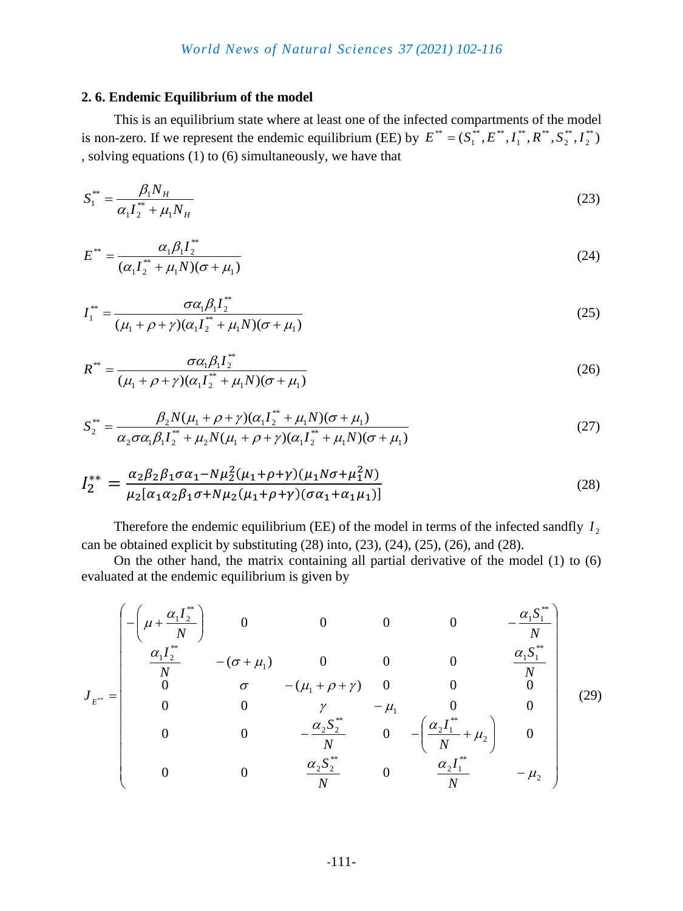### 2. 6. Endemic Equilibrium of the model

This is an equilibrium state where at least one of the infected compartments of the model is non-zero. If we represent the endemic equilibrium (EE) by $E^{**} = (S_1^{**}, E^{**}, I_1^{**}, R^{**}, S_2^{**}, I_2^{**})$, solving equations (1) to (6) simultaneously, we have that

$$S_1^{**} = \frac{\beta_1 N_H}{\alpha_1 I_2^{**} + \mu_1 N_H} \tag{23}$$

$$E^{**} = \frac{\alpha_1 \beta_1 I_2^{**}}{(\alpha_1 I_2^{**} + \mu_1 N)(\sigma + \mu_1)} \tag{24}$$

$$I_1^{**} = \frac{\sigma \alpha_1 \beta_1 I_2^{**}}{(\mu_1 + \rho + \gamma)(\alpha_1 I_2^{**} + \mu_1 N)(\sigma + \mu_1)} \tag{25}$$

$$R^{**} = \frac{\sigma \alpha_1 \beta_1 I_2^{**}}{(\mu_1 + \rho + \gamma)(\alpha_1 I_2^{**} + \mu_1 N)(\sigma + \mu_1)} \tag{26}$$

$$S_2^{**} = \frac{\beta_2 N(\mu_1 + \rho + \gamma)(\alpha_1 I_2^{**} + \mu_1 N)(\sigma + \mu_1)}{\alpha_2 \sigma \alpha_1 \beta_1 I_2^{**} + \mu_2 N(\mu_1 + \rho + \gamma)(\alpha_1 I_2^{**} + \mu_1 N)(\sigma + \mu_1)} \tag{27}$$

$$I_2^{**} = \frac{\alpha_2 \beta_2 \beta_1 \sigma \alpha_1 - N\mu_2^2(\mu_1 + \rho + \gamma)(\mu_1 N\sigma + \mu_1^2 N)}{\mu_2[\alpha_1 \alpha_2 \beta_1 \sigma + N\mu_2(\mu_1 + \rho + \gamma)(\sigma\alpha_1 + \alpha_1 \mu_1)]} \tag{28}$$

Therefore the endemic equilibrium (EE) of the model in terms of the infected sandfly $I_2$ can be obtained explicit by substituting (28) into, (23), (24), (25), (26), and (28).

On the other hand, the matrix containing all partial derivative of the model (1) to (6) evaluated at the endemic equilibrium is given by

$$J_{E^{**}} = \begin{pmatrix} -\left(\mu + \frac{\alpha_1 I_2^{**}}{N}\right) & 0 & 0 & 0 & 0 & -\frac{\alpha_1 S_1^{**}}{N} \\ \frac{\alpha_1 I_2^{**}}{N} & -(\sigma + \mu_1) & 0 & 0 & 0 & \frac{\alpha_1 S_1^{**}}{N} \\ 0 & \sigma & -(\mu_1 + \rho + \gamma) & 0 & 0 & 0 \\ 0 & 0 & \gamma & -\mu_1 & 0 & 0 \\ 0 & 0 & -\frac{\alpha_2 S_2^{**}}{N} & 0 & -\left(\frac{\alpha_2 I_1^{**}}{N} + \mu_2\right) & 0 \\ 0 & 0 & \frac{\alpha_2 S_2^{**}}{N} & 0 & \frac{\alpha_2 I_1^{**}}{N} & -\mu_2 \end{pmatrix} \tag{29}$$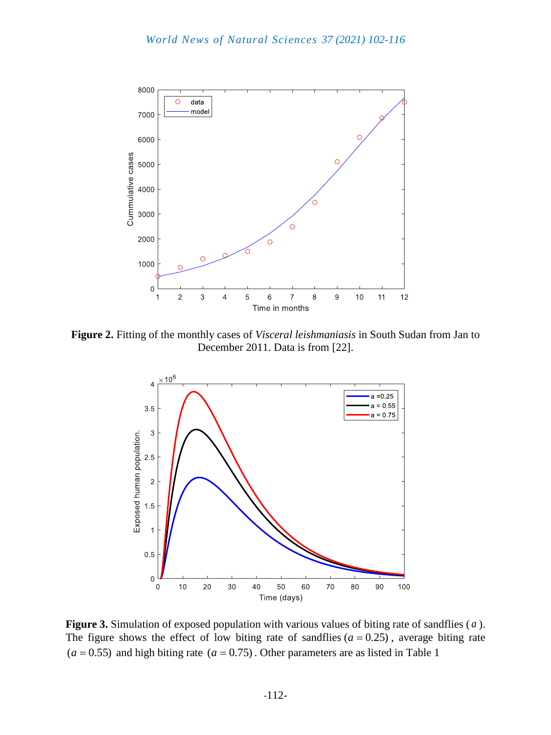**Figure 2.** Fitting of the monthly cases of *Visceral leishmaniasis* in South Sudan from Jan to December 2011. Data is from [22].

**Figure 3.** Simulation of exposed population with various values of biting rate of sandflies ( $a$ ). The figure shows the effect of low biting rate of sandflies $(a = 0.25)$, average biting rate $(a = 0.55)$ and high biting rate $(a = 0.75)$. Other parameters are as listed in Table 1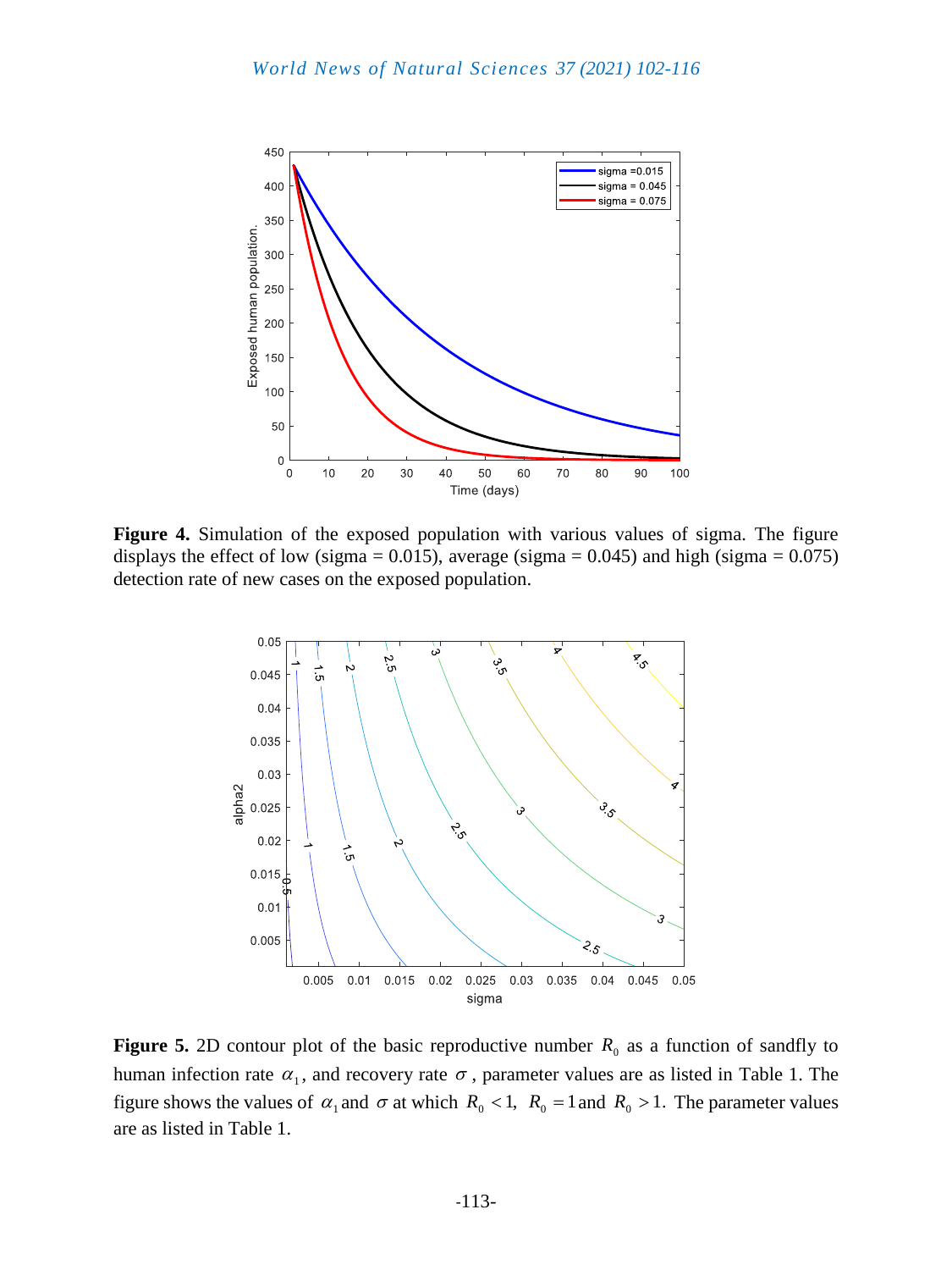**Figure 4.** Simulation of the exposed population with various values of sigma. The figure displays the effect of low (sigma = 0.015), average (sigma = 0.045) and high (sigma = 0.075) detection rate of new cases on the exposed population.

**Figure 5.** 2D contour plot of the basic reproductive number $R_0$ as a function of sandfly to human infection rate $\alpha_1$, and recovery rate $\sigma$, parameter values are as listed in Table 1. The figure shows the values of $\alpha_1$ and $\sigma$ at which $R_0 < 1$, $R_0 = 1$ and $R_0 > 1$. The parameter values are as listed in Table 1.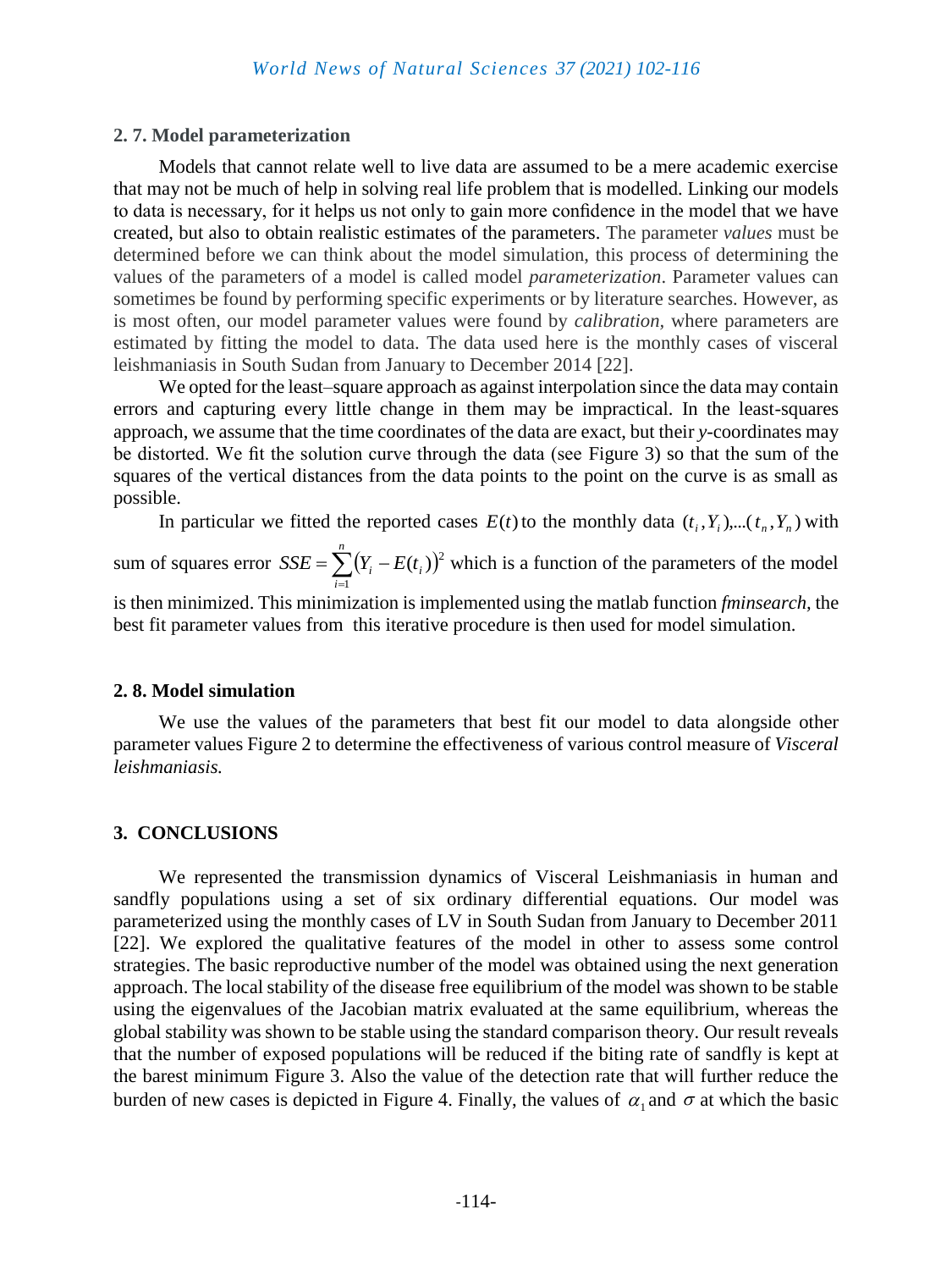### 2. 7. Model parameterization

Models that cannot relate well to live data are assumed to be a mere academic exercise that may not be much of help in solving real life problem that is modelled. Linking our models to data is necessary, for it helps us not only to gain more confidence in the model that we have created, but also to obtain realistic estimates of the parameters. The parameter *values* must be determined before we can think about the model simulation, this process of determining the values of the parameters of a model is called model *parameterization*. Parameter values can sometimes be found by performing specific experiments or by literature searches. However, as is most often, our model parameter values were found by *calibration*, where parameters are estimated by fitting the model to data. The data used here is the monthly cases of visceral leishmaniasis in South Sudan from January to December 2014 [22].

We opted for the least–square approach as against interpolation since the data may contain errors and capturing every little change in them may be impractical. In the least-squares approach, we assume that the time coordinates of the data are exact, but their *y*-coordinates may be distorted. We fit the solution curve through the data (see Figure 3) so that the sum of the squares of the vertical distances from the data points to the point on the curve is as small as possible.

In particular we fitted the reported cases $E(t)$ to the monthly data $(t_i, Y_i),...(t_n, Y_n)$ with sum of squares error $SSE = \sum_{i=1}^{n} (Y_i - E(t_i))^2$ which is a function of the parameters of the model is then minimized. This minimization is implemented using the matlab function *fminsearch,* the best fit parameter values from this iterative procedure is then used for model simulation.

### 2. 8. Model simulation

We use the values of the parameters that best fit our model to data alongside other parameter values Figure 2 to determine the effectiveness of various control measure of *Visceral leishmaniasis.*

## 3. CONCLUSIONS

We represented the transmission dynamics of Visceral Leishmaniasis in human and sandfly populations using a set of six ordinary differential equations. Our model was parameterized using the monthly cases of LV in South Sudan from January to December 2011 [22]. We explored the qualitative features of the model in other to assess some control strategies. The basic reproductive number of the model was obtained using the next generation approach. The local stability of the disease free equilibrium of the model was shown to be stable using the eigenvalues of the Jacobian matrix evaluated at the same equilibrium, whereas the global stability was shown to be stable using the standard comparison theory. Our result reveals that the number of exposed populations will be reduced if the biting rate of sandfly is kept at the barest minimum Figure 3. Also the value of the detection rate that will further reduce the burden of new cases is depicted in Figure 4. Finally, the values of $\alpha_1$ and $\sigma$ at which the basic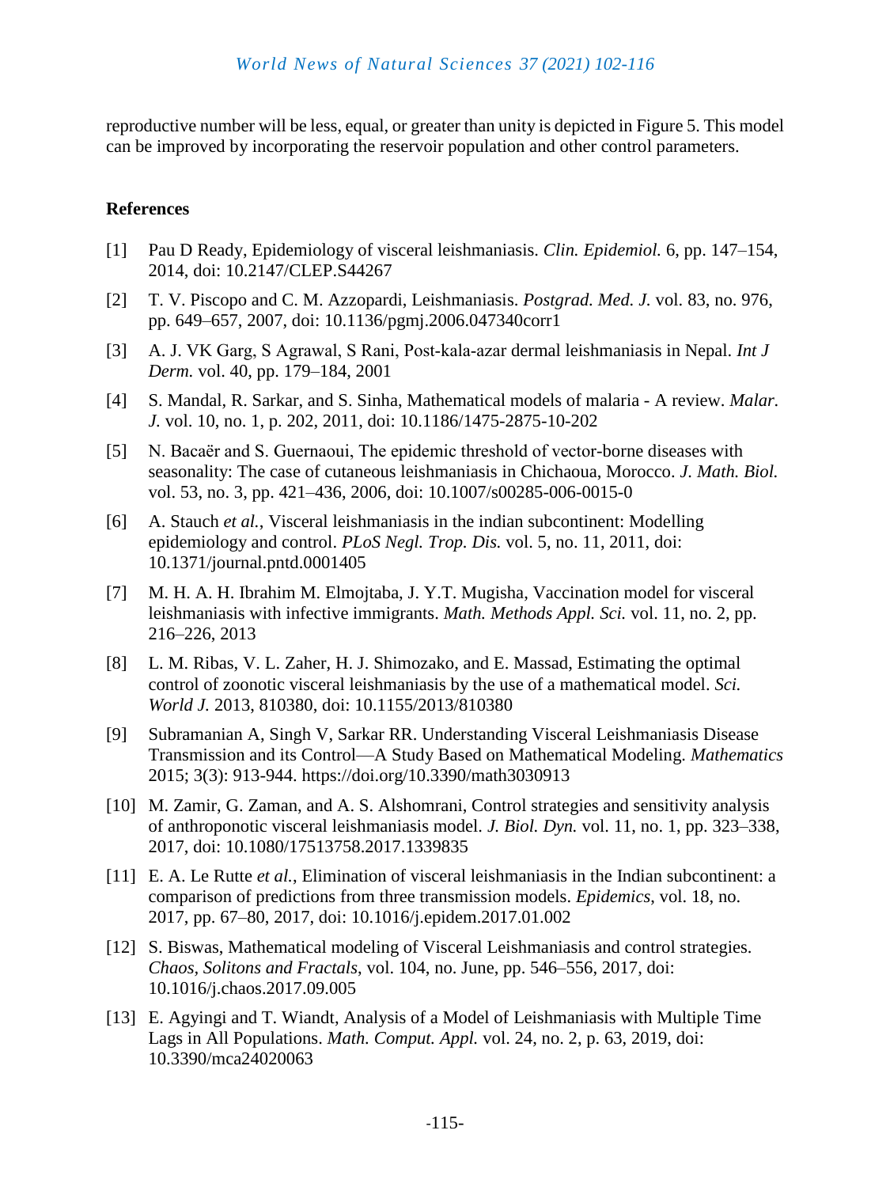reproductive number will be less, equal, or greater than unity is depicted in Figure 5. This model can be improved by incorporating the reservoir population and other control parameters.

## References

[1] Pau D Ready, Epidemiology of visceral leishmaniasis. *Clin. Epidemiol.* 6, pp. 147–154, 2014, doi: 10.2147/CLEP.S44267

[2] T. V. Piscopo and C. M. Azzopardi, Leishmaniasis. *Postgrad. Med. J.* vol. 83, no. 976, pp. 649–657, 2007, doi: 10.1136/pgmj.2006.047340corr1

[3] A. J. VK Garg, S Agrawal, S Rani, Post-kala-azar dermal leishmaniasis in Nepal. *Int J Derm.* vol. 40, pp. 179–184, 2001

[4] S. Mandal, R. Sarkar, and S. Sinha, Mathematical models of malaria - A review. *Malar. J.* vol. 10, no. 1, p. 202, 2011, doi: 10.1186/1475-2875-10-202

[5] N. Bacaër and S. Guernaoui, The epidemic threshold of vector-borne diseases with seasonality: The case of cutaneous leishmaniasis in Chichaoua, Morocco. *J. Math. Biol.* vol. 53, no. 3, pp. 421–436, 2006, doi: 10.1007/s00285-006-0015-0

[6] A. Stauch *et al.*, Visceral leishmaniasis in the indian subcontinent: Modelling epidemiology and control. *PLoS Negl. Trop. Dis.* vol. 5, no. 11, 2011, doi: 10.1371/journal.pntd.0001405

[7] M. H. A. H. Ibrahim M. Elmojtaba, J. Y.T. Mugisha, Vaccination model for visceral leishmaniasis with infective immigrants. *Math. Methods Appl. Sci.* vol. 11, no. 2, pp. 216–226, 2013

[8] L. M. Ribas, V. L. Zaher, H. J. Shimozako, and E. Massad, Estimating the optimal control of zoonotic visceral leishmaniasis by the use of a mathematical model. *Sci. World J.* 2013, 810380, doi: 10.1155/2013/810380

[9] Subramanian A, Singh V, Sarkar RR. Understanding Visceral Leishmaniasis Disease Transmission and its Control—A Study Based on Mathematical Modeling. *Mathematics* 2015; 3(3): 913-944. https://doi.org/10.3390/math3030913

[10] M. Zamir, G. Zaman, and A. S. Alshomrani, Control strategies and sensitivity analysis of anthroponotic visceral leishmaniasis model. *J. Biol. Dyn.* vol. 11, no. 1, pp. 323–338, 2017, doi: 10.1080/17513758.2017.1339835

[11] E. A. Le Rutte *et al.*, Elimination of visceral leishmaniasis in the Indian subcontinent: a comparison of predictions from three transmission models. *Epidemics*, vol. 18, no. 2017, pp. 67–80, 2017, doi: 10.1016/j.epidem.2017.01.002

[12] S. Biswas, Mathematical modeling of Visceral Leishmaniasis and control strategies. *Chaos, Solitons and Fractals*, vol. 104, no. June, pp. 546–556, 2017, doi: 10.1016/j.chaos.2017.09.005

[13] E. Agyingi and T. Wiandt, Analysis of a Model of Leishmaniasis with Multiple Time Lags in All Populations. *Math. Comput. Appl.* vol. 24, no. 2, p. 63, 2019, doi: 10.3390/mca24020063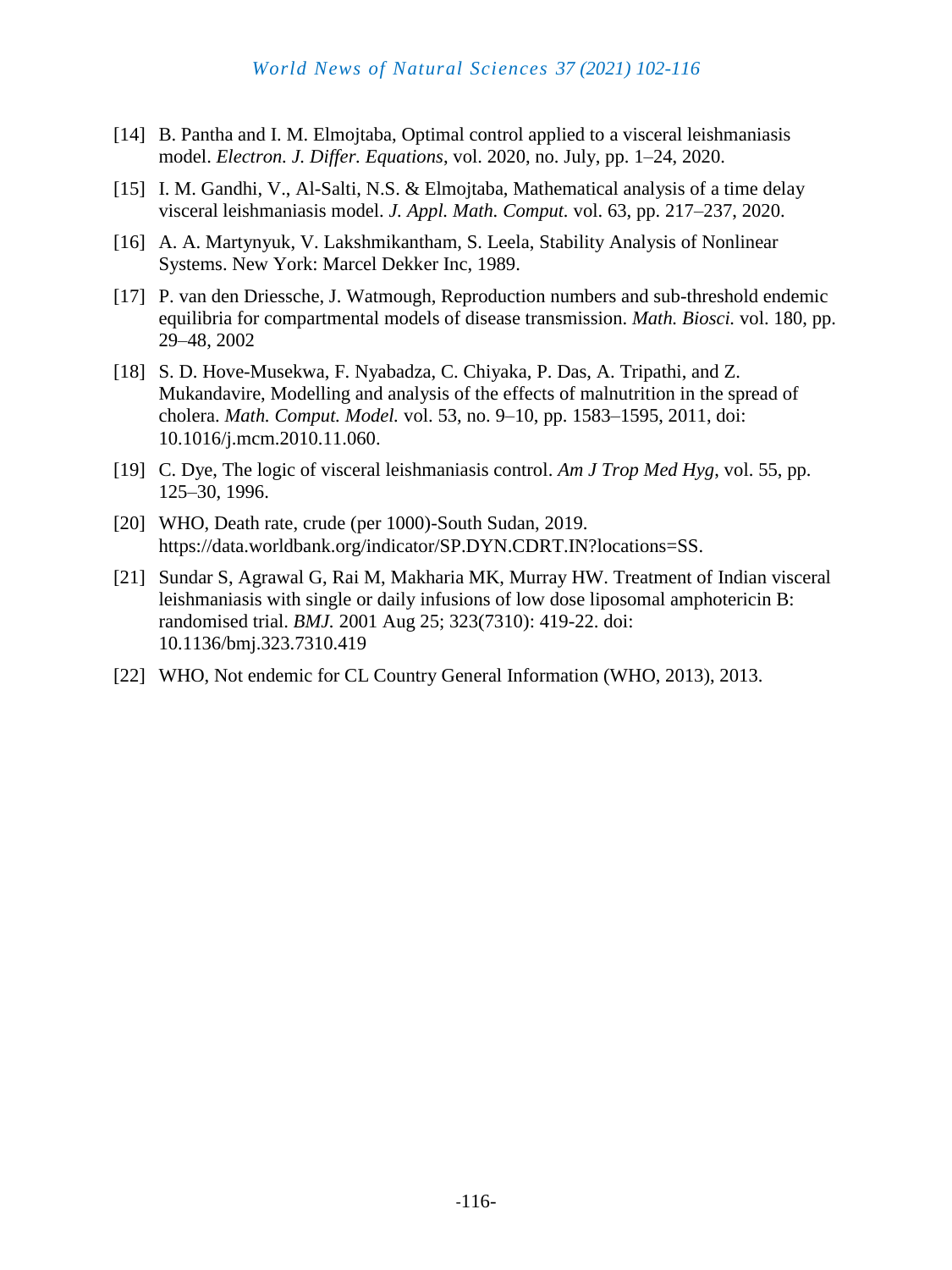[14] B. Pantha and I. M. Elmojtaba, Optimal control applied to a visceral leishmaniasis model. *Electron. J. Differ. Equations*, vol. 2020, no. July, pp. 1–24, 2020.

[15] I. M. Gandhi, V., Al-Salti, N.S. & Elmojtaba, Mathematical analysis of a time delay visceral leishmaniasis model. *J. Appl. Math. Comput.* vol. 63, pp. 217–237, 2020.

[16] A. A. Martynyuk, V. Lakshmikantham, S. Leela, Stability Analysis of Nonlinear Systems. New York: Marcel Dekker Inc, 1989.

[17] P. van den Driessche, J. Watmough, Reproduction numbers and sub-threshold endemic equilibria for compartmental models of disease transmission. *Math. Biosci.* vol. 180, pp. 29–48, 2002

[18] S. D. Hove-Musekwa, F. Nyabadza, C. Chiyaka, P. Das, A. Tripathi, and Z. Mukandavire, Modelling and analysis of the effects of malnutrition in the spread of cholera. *Math. Comput. Model.* vol. 53, no. 9–10, pp. 1583–1595, 2011, doi: 10.1016/j.mcm.2010.11.060.

[19] C. Dye, The logic of visceral leishmaniasis control. *Am J Trop Med Hyg*, vol. 55, pp. 125–30, 1996.

[20] WHO, Death rate, crude (per 1000)-South Sudan, 2019. https://data.worldbank.org/indicator/SP.DYN.CDRT.IN?locations=SS.

[21] Sundar S, Agrawal G, Rai M, Makharia MK, Murray HW. Treatment of Indian visceral leishmaniasis with single or daily infusions of low dose liposomal amphotericin B: randomised trial. *BMJ.* 2001 Aug 25; 323(7310): 419-22. doi: 10.1136/bmj.323.7310.419

[22] WHO, Not endemic for CL Country General Information (WHO, 2013), 2013.